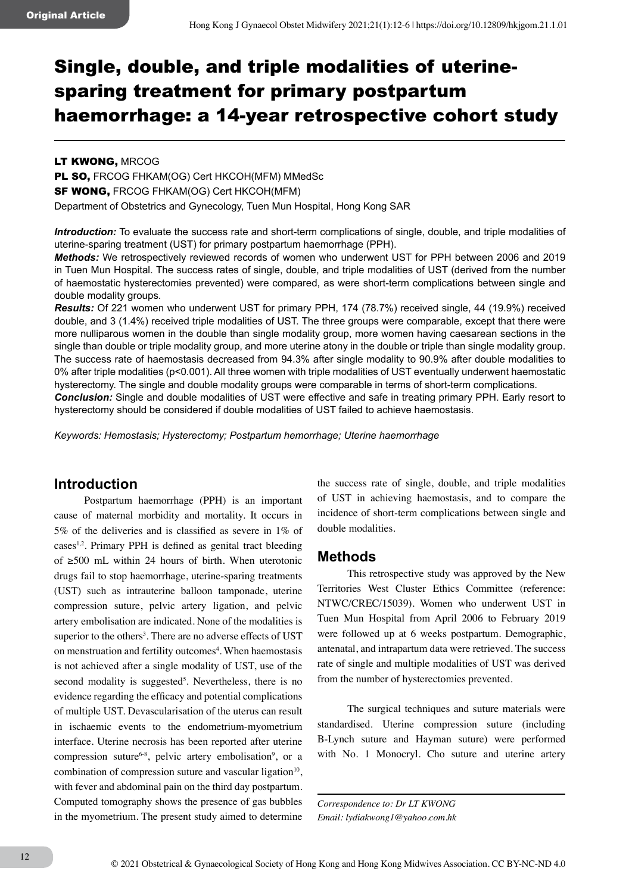# Single, double, and triple modalities of uterine-sparing treatment for primary postpartum haemorrhage: a 14-year retrospective cohort study

**LT KWONG,** MRCOG

**PL SO,** FRCOG FHKAM(OG) Cert HKCOH(MFM) MMedSc

**SF WONG,** FRCOG FHKAM(OG) Cert HKCOH(MFM)

Department of Obstetrics and Gynecology, Tuen Mun Hospital, Hong Kong SAR

***Introduction:*** To evaluate the success rate and short-term complications of single, double, and triple modalities of uterine-sparing treatment (UST) for primary postpartum haemorrhage (PPH).

***Methods:*** We retrospectively reviewed records of women who underwent UST for PPH between 2006 and 2019 in Tuen Mun Hospital. The success rates of single, double, and triple modalities of UST (derived from the number of haemostatic hysterectomies prevented) were compared, as were short-term complications between single and double modality groups.

***Results:*** Of 221 women who underwent UST for primary PPH, 174 (78.7%) received single, 44 (19.9%) received double, and 3 (1.4%) received triple modalities of UST. The three groups were comparable, except that there were more nulliparous women in the double than single modality group, more women having caesarean sections in the single than double or triple modality group, and more uterine atony in the double or triple than single modality group. The success rate of haemostasis decreased from 94.3% after single modality to 90.9% after double modalities to 0% after triple modalities ($p<0.001$). All three women with triple modalities of UST eventually underwent haemostatic hysterectomy. The single and double modality groups were comparable in terms of short-term complications.

***Conclusion:*** Single and double modalities of UST were effective and safe in treating primary PPH. Early resort to hysterectomy should be considered if double modalities of UST failed to achieve haemostasis.

*Keywords: Hemostasis; Hysterectomy; Postpartum hemorrhage; Uterine haemorrhage*

## Introduction

Postpartum haemorrhage (PPH) is an important cause of maternal morbidity and mortality. It occurs in 5% of the deliveries and is classified as severe in 1% of cases[1,2]. Primary PPH is defined as genital tract bleeding of ≥500 mL within 24 hours of birth. When uterotonic drugs fail to stop haemorrhage, uterine-sparing treatments (UST) such as intrauterine balloon tamponade, uterine compression suture, pelvic artery ligation, and pelvic artery embolisation are indicated. None of the modalities is superior to the others[3]. There are no adverse effects of UST on menstruation and fertility outcomes[4]. When haemostasis is not achieved after a single modality of UST, use of the second modality is suggested[5]. Nevertheless, there is no evidence regarding the efficacy and potential complications of multiple UST. Devascularisation of the uterus can result in ischaemic events to the endometrium-myometrium interface. Uterine necrosis has been reported after uterine compression suture[6-8], pelvic artery embolisation[9], or a combination of compression suture and vascular ligation[10], with fever and abdominal pain on the third day postpartum. Computed tomography shows the presence of gas bubbles in the myometrium. The present study aimed to determine the success rate of single, double, and triple modalities of UST in achieving haemostasis, and to compare the incidence of short-term complications between single and double modalities.

## Methods

This retrospective study was approved by the New Territories West Cluster Ethics Committee (reference: NTWC/CREC/15039). Women who underwent UST in Tuen Mun Hospital from April 2006 to February 2019 were followed up at 6 weeks postpartum. Demographic, antenatal, and intrapartum data were retrieved. The success rate of single and multiple modalities of UST was derived from the number of hysterectomies prevented.

The surgical techniques and suture materials were standardised. Uterine compression suture (including B-Lynch suture and Hayman suture) were performed with No. 1 Monocryl. Cho suture and uterine artery

*Correspondence to: Dr LT KWONG*
*Email: lydiakwong1@yahoo.com.hk*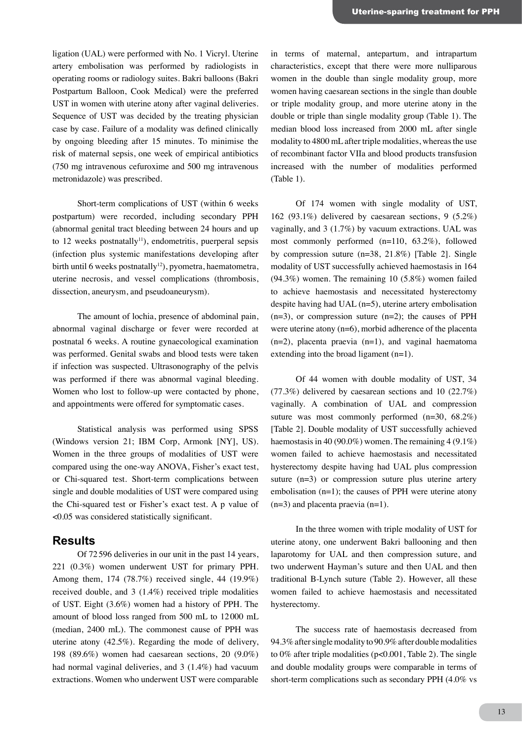ligation (UAL) were performed with No. 1 Vicryl. Uterine artery embolisation was performed by radiologists in operating rooms or radiology suites. Bakri balloons (Bakri Postpartum Balloon, Cook Medical) were the preferred UST in women with uterine atony after vaginal deliveries. Sequence of UST was decided by the treating physician case by case. Failure of a modality was defined clinically by ongoing bleeding after 15 minutes. To minimise the risk of maternal sepsis, one week of empirical antibiotics (750 mg intravenous cefuroxime and 500 mg intravenous metronidazole) was prescribed.

Short-term complications of UST (within 6 weeks postpartum) were recorded, including secondary PPH (abnormal genital tract bleeding between 24 hours and up to 12 weeks postnatally[11]), endometritis, puerperal sepsis (infection plus systemic manifestations developing after birth until 6 weeks postnatally[12]), pyometra, haematometra, uterine necrosis, and vessel complications (thrombosis, dissection, aneurysm, and pseudoaneurysm).

The amount of lochia, presence of abdominal pain, abnormal vaginal discharge or fever were recorded at postnatal 6 weeks. A routine gynaecological examination was performed. Genital swabs and blood tests were taken if infection was suspected. Ultrasonography of the pelvis was performed if there was abnormal vaginal bleeding. Women who lost to follow-up were contacted by phone, and appointments were offered for symptomatic cases.

Statistical analysis was performed using SPSS (Windows version 21; IBM Corp, Armonk [NY], US). Women in the three groups of modalities of UST were compared using the one-way ANOVA, Fisher's exact test, or Chi-squared test. Short-term complications between single and double modalities of UST were compared using the Chi-squared test or Fisher's exact test. A p value of <0.05 was considered statistically significant.

## Results

Of 72 596 deliveries in our unit in the past 14 years, 221 (0.3%) women underwent UST for primary PPH. Among them, 174 (78.7%) received single, 44 (19.9%) received double, and 3 (1.4%) received triple modalities of UST. Eight (3.6%) women had a history of PPH. The amount of blood loss ranged from 500 mL to 12 000 mL (median, 2400 mL). The commonest cause of PPH was uterine atony (42.5%). Regarding the mode of delivery, 198 (89.6%) women had caesarean sections, 20 (9.0%) had normal vaginal deliveries, and 3 (1.4%) had vacuum extractions. Women who underwent UST were comparable in terms of maternal, antepartum, and intrapartum characteristics, except that there were more nulliparous women in the double than single modality group, more women having caesarean sections in the single than double or triple modality group, and more uterine atony in the double or triple than single modality group (Table 1). The median blood loss increased from 2000 mL after single modality to 4800 mL after triple modalities, whereas the use of recombinant factor VIIa and blood products transfusion increased with the number of modalities performed (Table 1).

Of 174 women with single modality of UST, 162 (93.1%) delivered by caesarean sections, 9 (5.2%) vaginally, and 3 (1.7%) by vacuum extractions. UAL was most commonly performed (n=110, 63.2%), followed by compression suture (n=38, 21.8%) [Table 2]. Single modality of UST successfully achieved haemostasis in 164 (94.3%) women. The remaining 10 (5.8%) women failed to achieve haemostasis and necessitated hysterectomy despite having had UAL (n=5), uterine artery embolisation (n=3), or compression suture (n=2); the causes of PPH were uterine atony (n=6), morbid adherence of the placenta (n=2), placenta praevia (n=1), and vaginal haematoma extending into the broad ligament (n=1).

Of 44 women with double modality of UST, 34 (77.3%) delivered by caesarean sections and 10 (22.7%) vaginally. A combination of UAL and compression suture was most commonly performed (n=30, 68.2%) [Table 2]. Double modality of UST successfully achieved haemostasis in 40 (90.0%) women. The remaining 4 (9.1%) women failed to achieve haemostasis and necessitated hysterectomy despite having had UAL plus compression suture (n=3) or compression suture plus uterine artery embolisation (n=1); the causes of PPH were uterine atony (n=3) and placenta praevia (n=1).

In the three women with triple modality of UST for uterine atony, one underwent Bakri ballooning and then laparotomy for UAL and then compression suture, and two underwent Hayman's suture and then UAL and then traditional B-Lynch suture (Table 2). However, all these women failed to achieve haemostasis and necessitated hysterectomy.

The success rate of haemostasis decreased from 94.3% after single modality to 90.9% after double modalities to 0% after triple modalities (p<0.001, Table 2). The single and double modality groups were comparable in terms of short-term complications such as secondary PPH (4.0% vs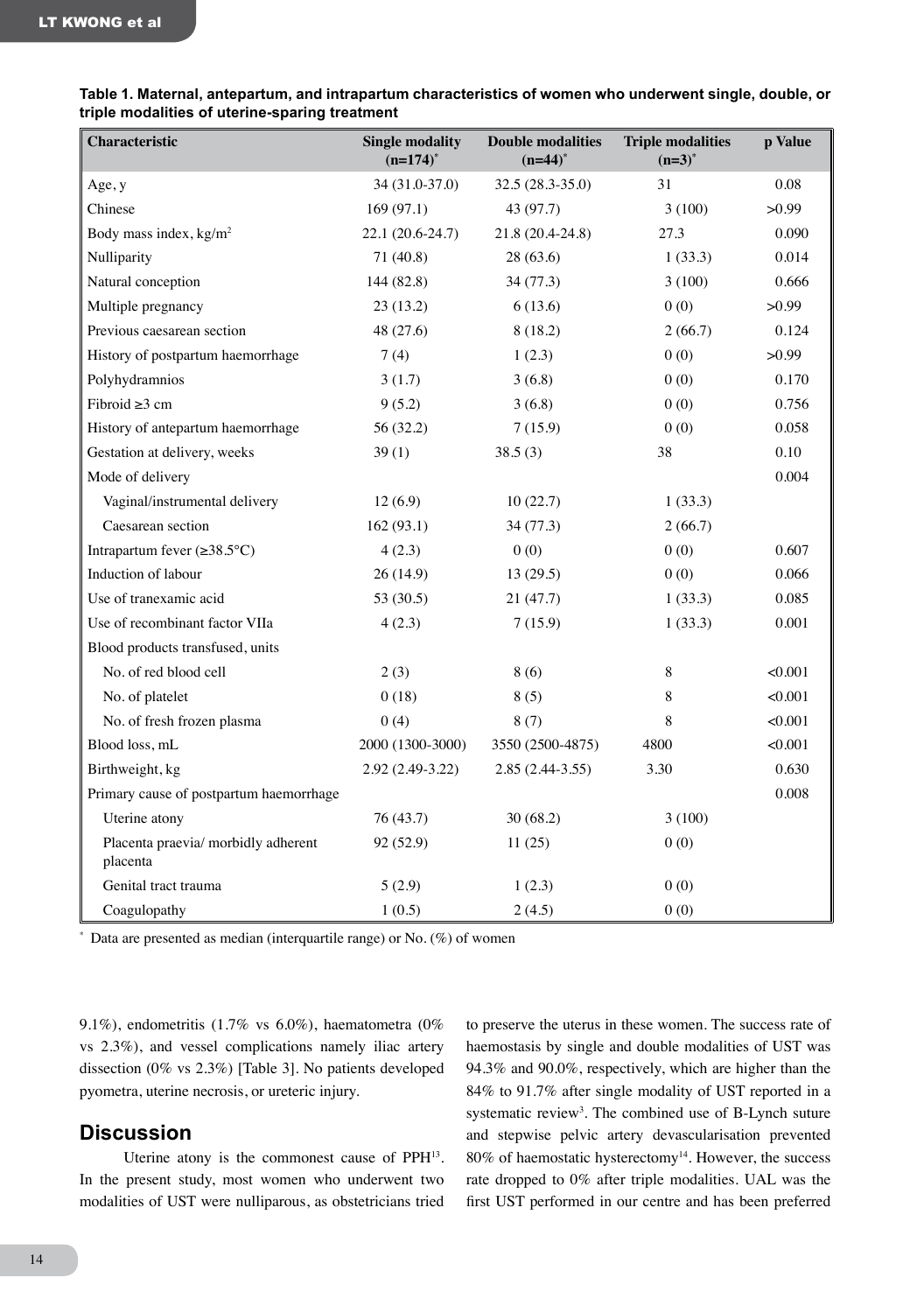**Table 1. Maternal, antepartum, and intrapartum characteristics of women who underwent single, double, or triple modalities of uterine-sparing treatment**

| Characteristic | Single modality (n=174)* | Double modalities (n=44)* | Triple modalities (n=3)* | p Value |
|---|---|---|---|---|
| Age, y | 34 (31.0-37.0) | 32.5 (28.3-35.0) | 31 | 0.08 |
| Chinese | 169 (97.1) | 43 (97.7) | 3 (100) | >0.99 |
| Body mass index, kg/m$^2$ | 22.1 (20.6-24.7) | 21.8 (20.4-24.8) | 27.3 | 0.090 |
| Nulliparity | 71 (40.8) | 28 (63.6) | 1 (33.3) | 0.014 |
| Natural conception | 144 (82.8) | 34 (77.3) | 3 (100) | 0.666 |
| Multiple pregnancy | 23 (13.2) | 6 (13.6) | 0 (0) | >0.99 |
| Previous caesarean section | 48 (27.6) | 8 (18.2) | 2 (66.7) | 0.124 |
| History of postpartum haemorrhage | 7 (4) | 1 (2.3) | 0 (0) | >0.99 |
| Polyhydramnios | 3 (1.7) | 3 (6.8) | 0 (0) | 0.170 |
| Fibroid ≥3 cm | 9 (5.2) | 3 (6.8) | 0 (0) | 0.756 |
| History of antepartum haemorrhage | 56 (32.2) | 7 (15.9) | 0 (0) | 0.058 |
| Gestation at delivery, weeks | 39 (1) | 38.5 (3) | 38 | 0.10 |
| Mode of delivery | | | | 0.004 |
| Vaginal/instrumental delivery | 12 (6.9) | 10 (22.7) | 1 (33.3) | |
| Caesarean section | 162 (93.1) | 34 (77.3) | 2 (66.7) | |
| Intrapartum fever (≥38.5°C) | 4 (2.3) | 0 (0) | 0 (0) | 0.607 |
| Induction of labour | 26 (14.9) | 13 (29.5) | 0 (0) | 0.066 |
| Use of tranexamic acid | 53 (30.5) | 21 (47.7) | 1 (33.3) | 0.085 |
| Use of recombinant factor VIIa | 4 (2.3) | 7 (15.9) | 1 (33.3) | 0.001 |
| Blood products transfused, units | | | | |
| No. of red blood cell | 2 (3) | 8 (6) | 8 | <0.001 |
| No. of platelet | 0 (18) | 8 (5) | 8 | <0.001 |
| No. of fresh frozen plasma | 0 (4) | 8 (7) | 8 | <0.001 |
| Blood loss, mL | 2000 (1300-3000) | 3550 (2500-4875) | 4800 | <0.001 |
| Birthweight, kg | 2.92 (2.49-3.22) | 2.85 (2.44-3.55) | 3.30 | 0.630 |
| Primary cause of postpartum haemorrhage | | | | 0.008 |
| Uterine atony | 76 (43.7) | 30 (68.2) | 3 (100) | |
| Placenta praevia/ morbidly adherent placenta | 92 (52.9) | 11 (25) | 0 (0) | |
| Genital tract trauma | 5 (2.9) | 1 (2.3) | 0 (0) | |
| Coagulopathy | 1 (0.5) | 2 (4.5) | 0 (0) | |

\* Data are presented as median (interquartile range) or No. (%) of women

9.1%), endometritis (1.7% vs 6.0%), haematometra (0% vs 2.3%), and vessel complications namely iliac artery dissection (0% vs 2.3%) [Table 3]. No patients developed pyometra, uterine necrosis, or ureteric injury.

## Discussion

Uterine atony is the commonest cause of PPH[13]. In the present study, most women who underwent two modalities of UST were nulliparous, as obstetricians tried to preserve the uterus in these women. The success rate of haemostasis by single and double modalities of UST was 94.3% and 90.0%, respectively, which are higher than the 84% to 91.7% after single modality of UST reported in a systematic review[3]. The combined use of B-Lynch suture and stepwise pelvic artery devascularisation prevented 80% of haemostatic hysterectomy[14]. However, the success rate dropped to 0% after triple modalities. UAL was the first UST performed in our centre and has been preferred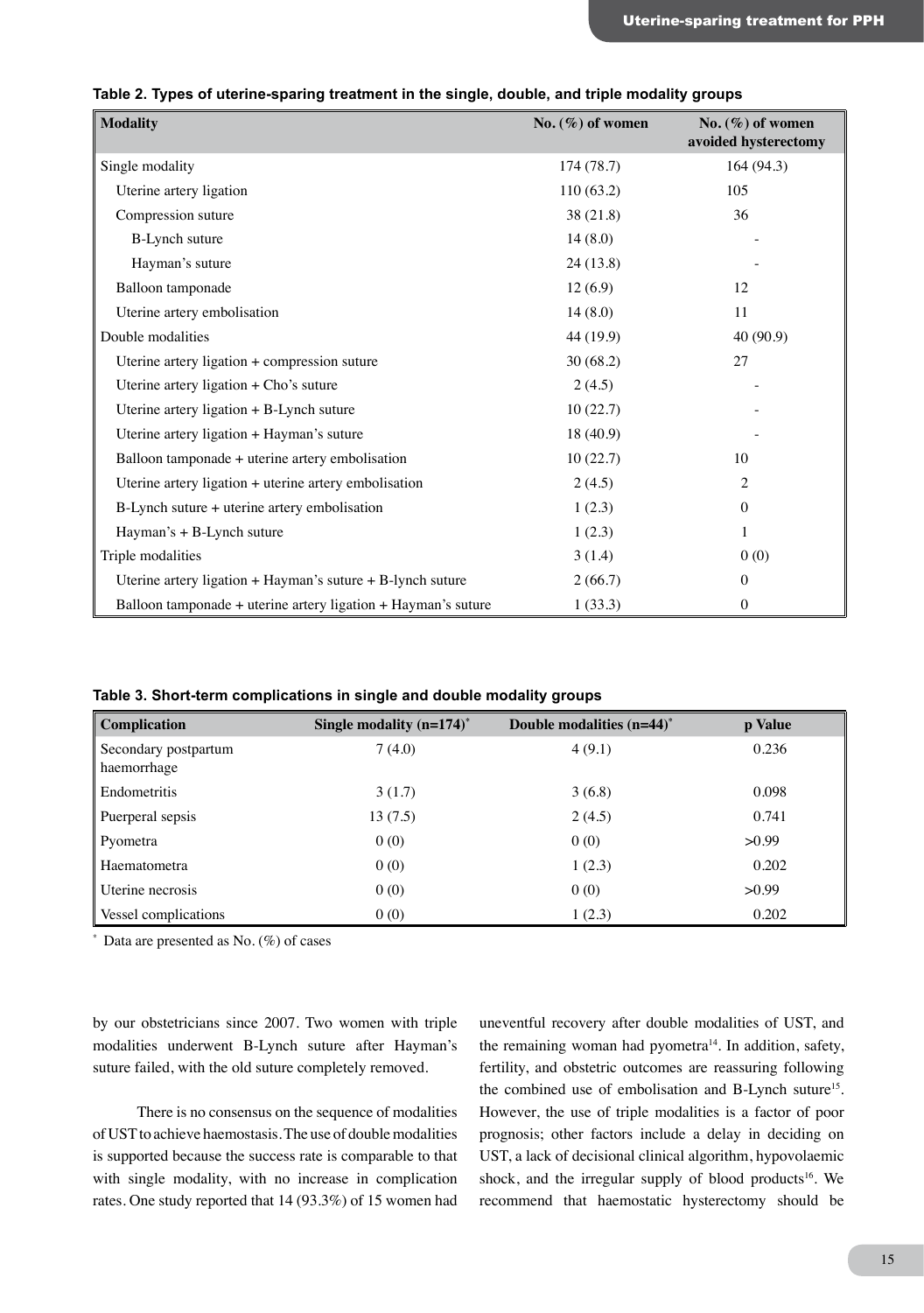**Table 2. Types of uterine-sparing treatment in the single, double, and triple modality groups**

| Modality | No. (%) of women | No. (%) of women avoided hysterectomy |
|---|---|---|
| Single modality | 174 (78.7) | 164 (94.3) |
| Uterine artery ligation | 110 (63.2) | 105 |
| Compression suture | 38 (21.8) | 36 |
| B-Lynch suture | 14 (8.0) | - |
| Hayman's suture | 24 (13.8) | - |
| Balloon tamponade | 12 (6.9) | 12 |
| Uterine artery embolisation | 14 (8.0) | 11 |
| Double modalities | 44 (19.9) | 40 (90.9) |
| Uterine artery ligation + compression suture | 30 (68.2) | 27 |
| Uterine artery ligation + Cho's suture | 2 (4.5) | - |
| Uterine artery ligation + B-Lynch suture | 10 (22.7) | - |
| Uterine artery ligation + Hayman's suture | 18 (40.9) | - |
| Balloon tamponade + uterine artery embolisation | 10 (22.7) | 10 |
| Uterine artery ligation + uterine artery embolisation | 2 (4.5) | 2 |
| B-Lynch suture + uterine artery embolisation | 1 (2.3) | 0 |
| Hayman's + B-Lynch suture | 1 (2.3) | 1 |
| Triple modalities | 3 (1.4) | 0 (0) |
| Uterine artery ligation + Hayman's suture + B-lynch suture | 2 (66.7) | 0 |
| Balloon tamponade + uterine artery ligation + Hayman's suture | 1 (33.3) | 0 |

**Table 3. Short-term complications in single and double modality groups**

| Complication | Single modality (n=174)* | Double modalities (n=44)* | p Value |
|---|---|---|---|
| Secondary postpartum haemorrhage | 7 (4.0) | 4 (9.1) | 0.236 |
| Endometritis | 3 (1.7) | 3 (6.8) | 0.098 |
| Puerperal sepsis | 13 (7.5) | 2 (4.5) | 0.741 |
| Pyometra | 0 (0) | 0 (0) | >0.99 |
| Haematometra | 0 (0) | 1 (2.3) | 0.202 |
| Uterine necrosis | 0 (0) | 0 (0) | >0.99 |
| Vessel complications | 0 (0) | 1 (2.3) | 0.202 |

* Data are presented as No. (%) of cases

by our obstetricians since 2007. Two women with triple modalities underwent B-Lynch suture after Hayman's suture failed, with the old suture completely removed.

There is no consensus on the sequence of modalities of UST to achieve haemostasis. The use of double modalities is supported because the success rate is comparable to that with single modality, with no increase in complication rates. One study reported that 14 (93.3%) of 15 women had uneventful recovery after double modalities of UST, and the remaining woman had pyometra[14]. In addition, safety, fertility, and obstetric outcomes are reassuring following the combined use of embolisation and B-Lynch suture[15]. However, the use of triple modalities is a factor of poor prognosis; other factors include a delay in deciding on UST, a lack of decisional clinical algorithm, hypovolaemic shock, and the irregular supply of blood products[16]. We recommend that haemostatic hysterectomy should be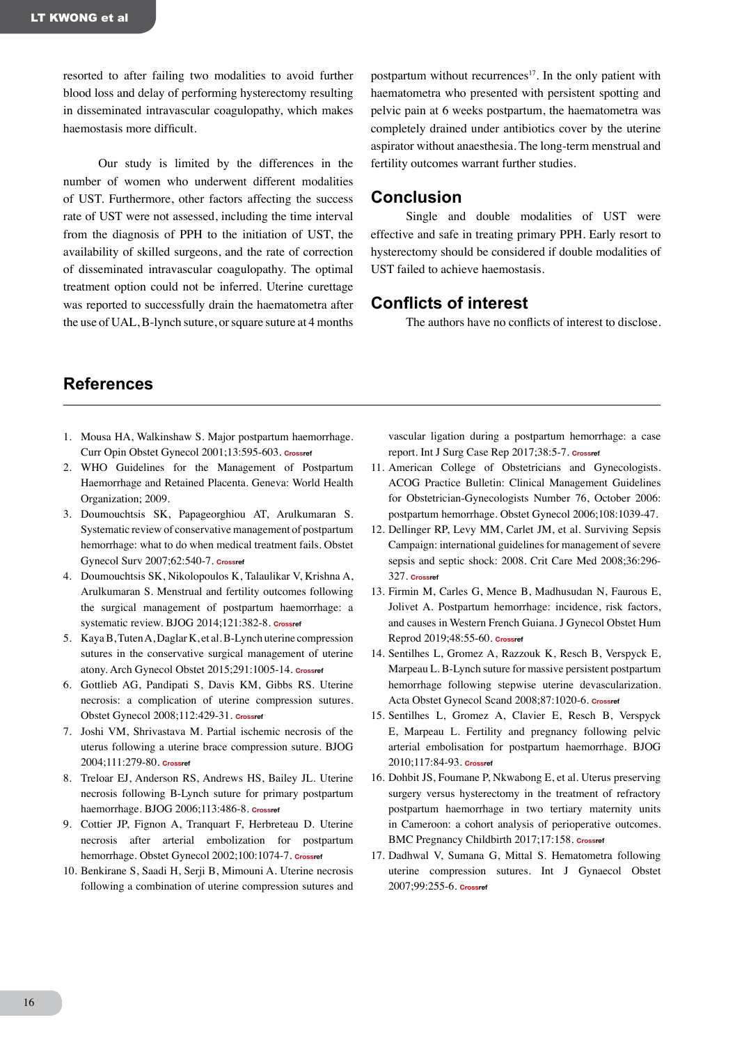resorted to after failing two modalities to avoid further blood loss and delay of performing hysterectomy resulting in disseminated intravascular coagulopathy, which makes haemostasis more difficult.

Our study is limited by the differences in the number of women who underwent different modalities of UST. Furthermore, other factors affecting the success rate of UST were not assessed, including the time interval from the diagnosis of PPH to the initiation of UST, the availability of skilled surgeons, and the rate of correction of disseminated intravascular coagulopathy. The optimal treatment option could not be inferred. Uterine curettage was reported to successfully drain the haematometra after the use of UAL, B-lynch suture, or square suture at 4 months postpartum without recurrences[17]. In the only patient with haematometra who presented with persistent spotting and pelvic pain at 6 weeks postpartum, the haematometra was completely drained under antibiotics cover by the uterine aspirator without anaesthesia. The long-term menstrual and fertility outcomes warrant further studies.

## Conclusion

Single and double modalities of UST were effective and safe in treating primary PPH. Early resort to hysterectomy should be considered if double modalities of UST failed to achieve haemostasis.

## Conflicts of interest

The authors have no conflicts of interest to disclose.

## References

1. Mousa HA, Walkinshaw S. Major postpartum haemorrhage. Curr Opin Obstet Gynecol 2001;13:595-603. Crossref
2. WHO Guidelines for the Management of Postpartum Haemorrhage and Retained Placenta. Geneva: World Health Organization; 2009.
3. Doumouchtsis SK, Papageorghiou AT, Arulkumaran S. Systematic review of conservative management of postpartum hemorrhage: what to do when medical treatment fails. Obstet Gynecol Surv 2007;62:540-7. Crossref
4. Doumouchtsis SK, Nikolopoulos K, Talaulikar V, Krishna A, Arulkumaran S. Menstrual and fertility outcomes following the surgical management of postpartum haemorrhage: a systematic review. BJOG 2014;121:382-8. Crossref
5. Kaya B, Tuten A, Daglar K, et al. B-Lynch uterine compression sutures in the conservative surgical management of uterine atony. Arch Gynecol Obstet 2015;291:1005-14. Crossref
6. Gottlieb AG, Pandipati S, Davis KM, Gibbs RS. Uterine necrosis: a complication of uterine compression sutures. Obstet Gynecol 2008;112:429-31. Crossref
7. Joshi VM, Shrivastava M. Partial ischemic necrosis of the uterus following a uterine brace compression suture. BJOG 2004;111:279-80. Crossref
8. Treloar EJ, Anderson RS, Andrews HS, Bailey JL. Uterine necrosis following B-Lynch suture for primary postpartum haemorrhage. BJOG 2006;113:486-8. Crossref
9. Cottier JP, Fignon A, Tranquart F, Herbreteau D. Uterine necrosis after arterial embolization for postpartum hemorrhage. Obstet Gynecol 2002;100:1074-7. Crossref
10. Benkirane S, Saadi H, Serji B, Mimouni A. Uterine necrosis following a combination of uterine compression sutures and vascular ligation during a postpartum hemorrhage: a case report. Int J Surg Case Rep 2017;38:5-7. Crossref
11. American College of Obstetricians and Gynecologists. ACOG Practice Bulletin: Clinical Management Guidelines for Obstetrician-Gynecologists Number 76, October 2006: postpartum hemorrhage. Obstet Gynecol 2006;108:1039-47.
12. Dellinger RP, Levy MM, Carlet JM, et al. Surviving Sepsis Campaign: international guidelines for management of severe sepsis and septic shock: 2008. Crit Care Med 2008;36:296-327. Crossref
13. Firmin M, Carles G, Mence B, Madhusudan N, Faurous E, Jolivet A. Postpartum hemorrhage: incidence, risk factors, and causes in Western French Guiana. J Gynecol Obstet Hum Reprod 2019;48:55-60. Crossref
14. Sentilhes L, Gromez A, Razzouk K, Resch B, Verspyck E, Marpeau L. B-Lynch suture for massive persistent postpartum hemorrhage following stepwise uterine devascularization. Acta Obstet Gynecol Scand 2008;87:1020-6. Crossref
15. Sentilhes L, Gromez A, Clavier E, Resch B, Verspyck E, Marpeau L. Fertility and pregnancy following pelvic arterial embolisation for postpartum haemorrhage. BJOG 2010;117:84-93. Crossref
16. Dohbit JS, Foumane P, Nkwabong E, et al. Uterus preserving surgery versus hysterectomy in the treatment of refractory postpartum haemorrhage in two tertiary maternity units in Cameroon: a cohort analysis of perioperative outcomes. BMC Pregnancy Childbirth 2017;17:158. Crossref
17. Dadhwal V, Sumana G, Mittal S. Hematometra following uterine compression sutures. Int J Gynaecol Obstet 2007;99:255-6. Crossref